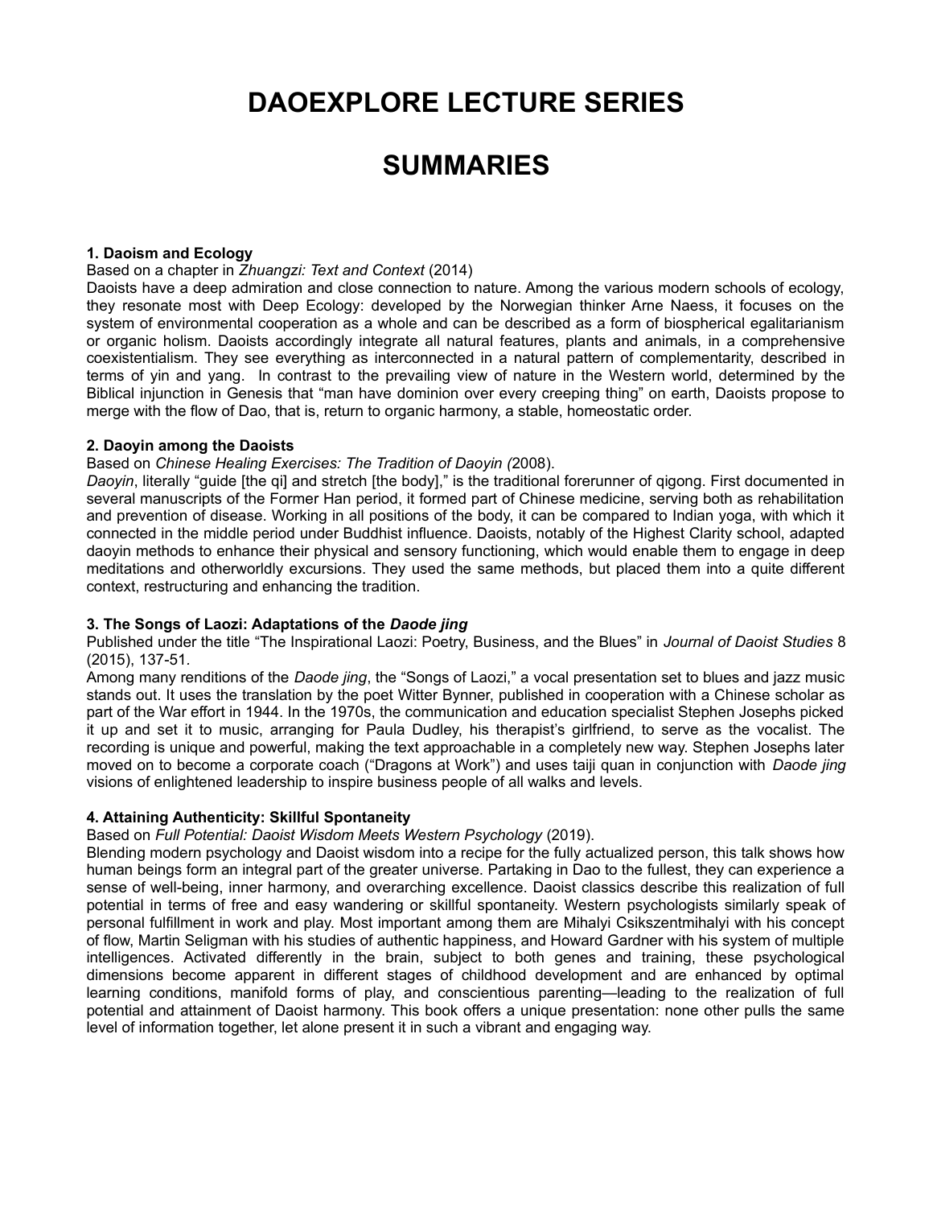# DAOEXPLORE LECTURE SERIES

# SUMMARIES

### 1. Daoism and Ecology

Based on a chapter in *Zhuangzi: Text and Context* (2014)

Daoists have a deep admiration and close connection to nature. Among the various modern schools of ecology, they resonate most with Deep Ecology: developed by the Norwegian thinker Arne Naess, it focuses on the system of environmental cooperation as a whole and can be described as a form of biospherical egalitarianism or organic holism. Daoists accordingly integrate all natural features, plants and animals, in a comprehensive coexistentialism. They see everything as interconnected in a natural pattern of complementarity, described in terms of yin and yang. In contrast to the prevailing view of nature in the Western world, determined by the Biblical injunction in Genesis that "man have dominion over every creeping thing" on earth, Daoists propose to merge with the flow of Dao, that is, return to organic harmony, a stable, homeostatic order.

### 2. Daoyin among the Daoists

Based on *Chinese Healing Exercises: The Tradition of Daoyin (*2008).

*Daoyin*, literally "guide [the qi] and stretch [the body]," is the traditional forerunner of qigong. First documented in several manuscripts of the Former Han period, it formed part of Chinese medicine, serving both as rehabilitation and prevention of disease. Working in all positions of the body, it can be compared to Indian yoga, with which it connected in the middle period under Buddhist influence. Daoists, notably of the Highest Clarity school, adapted daoyin methods to enhance their physical and sensory functioning, which would enable them to engage in deep meditations and otherworldly excursions. They used the same methods, but placed them into a quite different context, restructuring and enhancing the tradition.

### 3. The Songs of Laozi: Adaptations of the *Daode jing*

Published under the title "The Inspirational Laozi: Poetry, Business, and the Blues" in *Journal of Daoist Studies* 8 (2015), 137-51.

Among many renditions of the *Daode jing*, the "Songs of Laozi," a vocal presentation set to blues and jazz music stands out. It uses the translation by the poet Witter Bynner, published in cooperation with a Chinese scholar as part of the War effort in 1944. In the 1970s, the communication and education specialist Stephen Josephs picked it up and set it to music, arranging for Paula Dudley, his therapist's girlfriend, to serve as the vocalist. The recording is unique and powerful, making the text approachable in a completely new way. Stephen Josephs later moved on to become a corporate coach ("Dragons at Work") and uses taiji quan in conjunction with *Daode jing* visions of enlightened leadership to inspire business people of all walks and levels.

### 4. Attaining Authenticity: Skillful Spontaneity

Based on *Full Potential: Daoist Wisdom Meets Western Psychology* (2019).

Blending modern psychology and Daoist wisdom into a recipe for the fully actualized person, this talk shows how human beings form an integral part of the greater universe. Partaking in Dao to the fullest, they can experience a sense of well-being, inner harmony, and overarching excellence. Daoist classics describe this realization of full potential in terms of free and easy wandering or skillful spontaneity. Western psychologists similarly speak of personal fulfillment in work and play. Most important among them are Mihalyi Csikszentmihalyi with his concept of flow, Martin Seligman with his studies of authentic happiness, and Howard Gardner with his system of multiple intelligences. Activated differently in the brain, subject to both genes and training, these psychological dimensions become apparent in different stages of childhood development and are enhanced by optimal learning conditions, manifold forms of play, and conscientious parenting—leading to the realization of full potential and attainment of Daoist harmony. This book offers a unique presentation: none other pulls the same level of information together, let alone present it in such a vibrant and engaging way.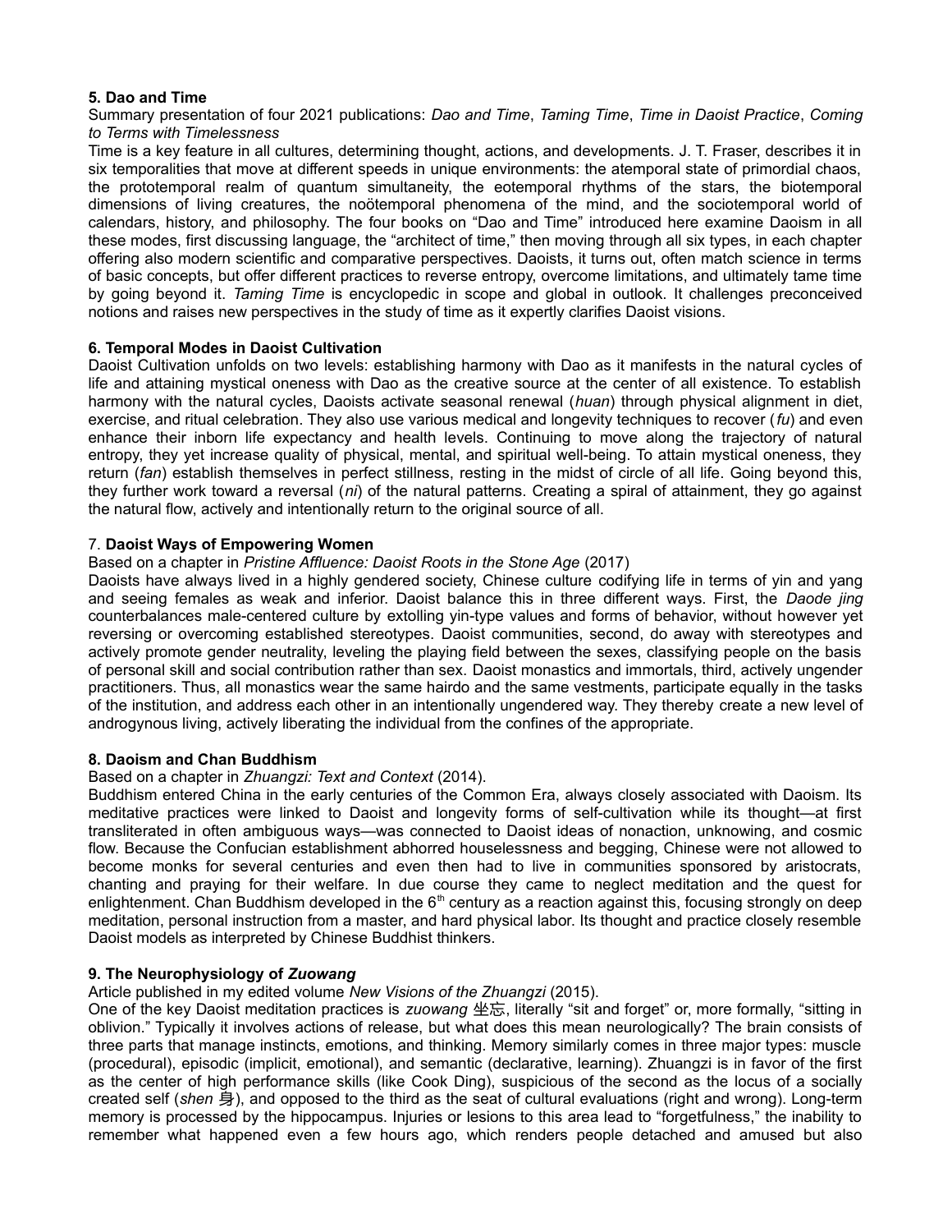**5. Dao and Time**

Summary presentation of four 2021 publications: *Dao and Time*, *Taming Time*, *Time in Daoist Practice*, *Coming to Terms with Timelessness*

Time is a key feature in all cultures, determining thought, actions, and developments. J. T. Fraser, describes it in six temporalities that move at different speeds in unique environments: the atemporal state of primordial chaos, the prototemporal realm of quantum simultaneity, the eotemporal rhythms of the stars, the biotemporal dimensions of living creatures, the noötemporal phenomena of the mind, and the sociotemporal world of calendars, history, and philosophy. The four books on "Dao and Time" introduced here examine Daoism in all these modes, first discussing language, the "architect of time," then moving through all six types, in each chapter offering also modern scientific and comparative perspectives. Daoists, it turns out, often match science in terms of basic concepts, but offer different practices to reverse entropy, overcome limitations, and ultimately tame time by going beyond it. *Taming Time* is encyclopedic in scope and global in outlook. It challenges preconceived notions and raises new perspectives in the study of time as it expertly clarifies Daoist visions.

**6. Temporal Modes in Daoist Cultivation**

Daoist Cultivation unfolds on two levels: establishing harmony with Dao as it manifests in the natural cycles of life and attaining mystical oneness with Dao as the creative source at the center of all existence. To establish harmony with the natural cycles, Daoists activate seasonal renewal (*huan*) through physical alignment in diet, exercise, and ritual celebration. They also use various medical and longevity techniques to recover (*fu*) and even enhance their inborn life expectancy and health levels. Continuing to move along the trajectory of natural entropy, they yet increase quality of physical, mental, and spiritual well-being. To attain mystical oneness, they return (*fan*) establish themselves in perfect stillness, resting in the midst of circle of all life. Going beyond this, they further work toward a reversal (*ni*) of the natural patterns. Creating a spiral of attainment, they go against the natural flow, actively and intentionally return to the original source of all.

7. **Daoist Ways of Empowering Women**

Based on a chapter in *Pristine Affluence: Daoist Roots in the Stone Age* (2017)

Daoists have always lived in a highly gendered society, Chinese culture codifying life in terms of yin and yang and seeing females as weak and inferior. Daoist balance this in three different ways. First, the *Daode jing* counterbalances male-centered culture by extolling yin-type values and forms of behavior, without however yet reversing or overcoming established stereotypes. Daoist communities, second, do away with stereotypes and actively promote gender neutrality, leveling the playing field between the sexes, classifying people on the basis of personal skill and social contribution rather than sex. Daoist monastics and immortals, third, actively ungender practitioners. Thus, all monastics wear the same hairdo and the same vestments, participate equally in the tasks of the institution, and address each other in an intentionally ungendered way. They thereby create a new level of androgynous living, actively liberating the individual from the confines of the appropriate.

**8. Daoism and Chan Buddhism**

Based on a chapter in *Zhuangzi: Text and Context* (2014).

Buddhism entered China in the early centuries of the Common Era, always closely associated with Daoism. Its meditative practices were linked to Daoist and longevity forms of self-cultivation while its thought—at first transliterated in often ambiguous ways—was connected to Daoist ideas of nonaction, unknowing, and cosmic flow. Because the Confucian establishment abhorred houselessness and begging, Chinese were not allowed to become monks for several centuries and even then had to live in communities sponsored by aristocrats, chanting and praying for their welfare. In due course they came to neglect meditation and the quest for enlightenment. Chan Buddhism developed in the 6th century as a reaction against this, focusing strongly on deep meditation, personal instruction from a master, and hard physical labor. Its thought and practice closely resemble Daoist models as interpreted by Chinese Buddhist thinkers.

**9. The Neurophysiology of *Zuowang***

Article published in my edited volume *New Visions of the Zhuangzi* (2015).

One of the key Daoist meditation practices is *zuowang* 坐忘, literally "sit and forget" or, more formally, "sitting in oblivion." Typically it involves actions of release, but what does this mean neurologically? The brain consists of three parts that manage instincts, emotions, and thinking. Memory similarly comes in three major types: muscle (procedural), episodic (implicit, emotional), and semantic (declarative, learning). Zhuangzi is in favor of the first as the center of high performance skills (like Cook Ding), suspicious of the second as the locus of a socially created self (*shen* 身), and opposed to the third as the seat of cultural evaluations (right and wrong). Long-term memory is processed by the hippocampus. Injuries or lesions to this area lead to "forgetfulness," the inability to remember what happened even a few hours ago, which renders people detached and amused but also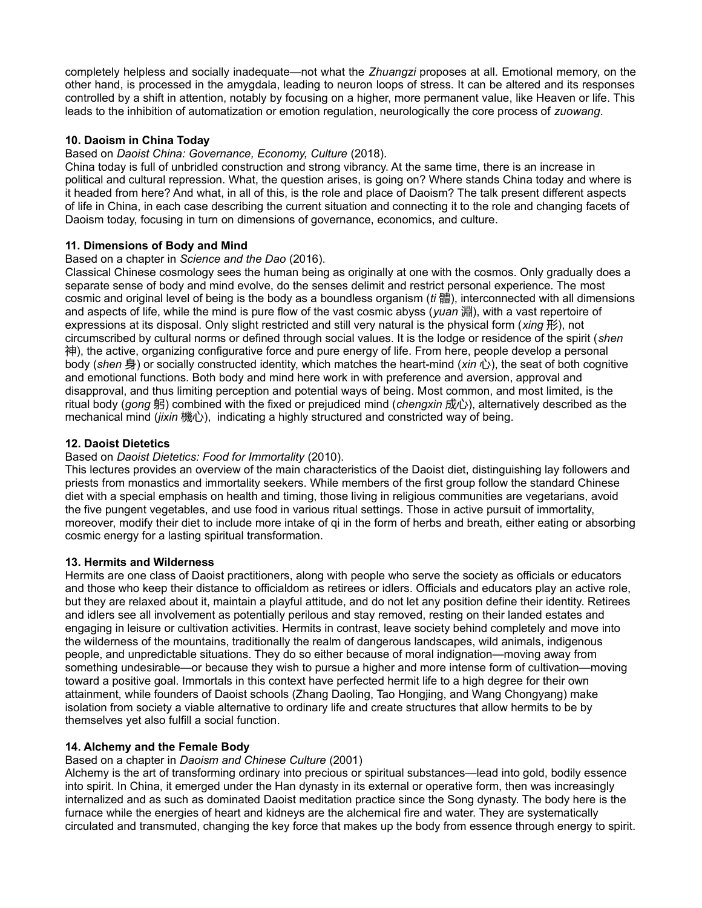completely helpless and socially inadequate—not what the *Zhuangzi* proposes at all. Emotional memory, on the other hand, is processed in the amygdala, leading to neuron loops of stress. It can be altered and its responses controlled by a shift in attention, notably by focusing on a higher, more permanent value, like Heaven or life. This leads to the inhibition of automatization or emotion regulation, neurologically the core process of *zuowang*.

**10. Daoism in China Today**

Based on *Daoist China: Governance, Economy, Culture* (2018).

China today is full of unbridled construction and strong vibrancy. At the same time, there is an increase in political and cultural repression. What, the question arises, is going on? Where stands China today and where is it headed from here? And what, in all of this, is the role and place of Daoism? The talk present different aspects of life in China, in each case describing the current situation and connecting it to the role and changing facets of Daoism today, focusing in turn on dimensions of governance, economics, and culture.

**11. Dimensions of Body and Mind**

Based on a chapter in *Science and the Dao* (2016).

Classical Chinese cosmology sees the human being as originally at one with the cosmos. Only gradually does a separate sense of body and mind evolve, do the senses delimit and restrict personal experience. The most cosmic and original level of being is the body as a boundless organism (*ti* 體), interconnected with all dimensions and aspects of life, while the mind is pure flow of the vast cosmic abyss (*yuan* 淵), with a vast repertoire of expressions at its disposal. Only slight restricted and still very natural is the physical form (*xing* 形), not circumscribed by cultural norms or defined through social values. It is the lodge or residence of the spirit (*shen* 神), the active, organizing configurative force and pure energy of life. From here, people develop a personal body (*shen* 身) or socially constructed identity, which matches the heart-mind (*xin* 心), the seat of both cognitive and emotional functions. Both body and mind here work in with preference and aversion, approval and disapproval, and thus limiting perception and potential ways of being. Most common, and most limited, is the ritual body (*gong* 躬) combined with the fixed or prejudiced mind (*chengxin* 成心), alternatively described as the mechanical mind (*jixin* 機心), indicating a highly structured and constricted way of being.

**12. Daoist Dietetics**

Based on *Daoist Dietetics: Food for Immortality* (2010).

This lectures provides an overview of the main characteristics of the Daoist diet, distinguishing lay followers and priests from monastics and immortality seekers. While members of the first group follow the standard Chinese diet with a special emphasis on health and timing, those living in religious communities are vegetarians, avoid the five pungent vegetables, and use food in various ritual settings. Those in active pursuit of immortality, moreover, modify their diet to include more intake of qi in the form of herbs and breath, either eating or absorbing cosmic energy for a lasting spiritual transformation.

**13. Hermits and Wilderness**

Hermits are one class of Daoist practitioners, along with people who serve the society as officials or educators and those who keep their distance to officialdom as retirees or idlers. Officials and educators play an active role, but they are relaxed about it, maintain a playful attitude, and do not let any position define their identity. Retirees and idlers see all involvement as potentially perilous and stay removed, resting on their landed estates and engaging in leisure or cultivation activities. Hermits in contrast, leave society behind completely and move into the wilderness of the mountains, traditionally the realm of dangerous landscapes, wild animals, indigenous people, and unpredictable situations. They do so either because of moral indignation—moving away from something undesirable—or because they wish to pursue a higher and more intense form of cultivation—moving toward a positive goal. Immortals in this context have perfected hermit life to a high degree for their own attainment, while founders of Daoist schools (Zhang Daoling, Tao Hongjing, and Wang Chongyang) make isolation from society a viable alternative to ordinary life and create structures that allow hermits to be by themselves yet also fulfill a social function.

**14. Alchemy and the Female Body**

Based on a chapter in *Daoism and Chinese Culture* (2001)

Alchemy is the art of transforming ordinary into precious or spiritual substances—lead into gold, bodily essence into spirit. In China, it emerged under the Han dynasty in its external or operative form, then was increasingly internalized and as such as dominated Daoist meditation practice since the Song dynasty. The body here is the furnace while the energies of heart and kidneys are the alchemical fire and water. They are systematically circulated and transmuted, changing the key force that makes up the body from essence through energy to spirit.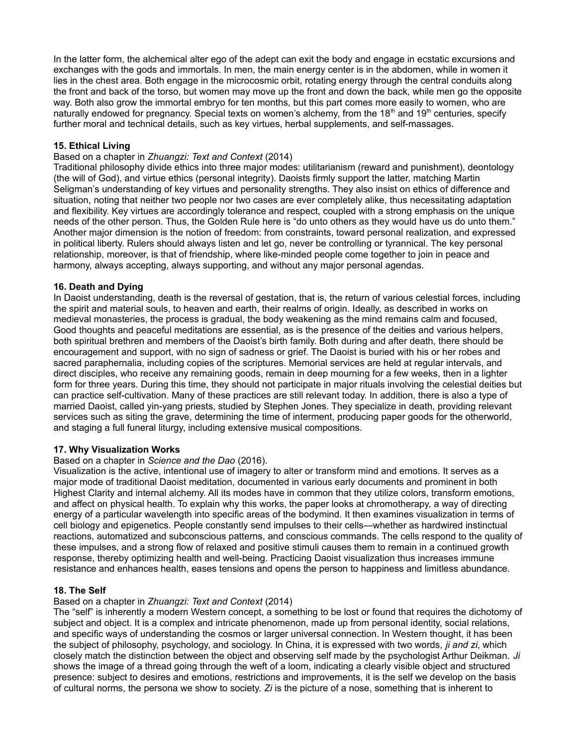In the latter form, the alchemical alter ego of the adept can exit the body and engage in ecstatic excursions and exchanges with the gods and immortals. In men, the main energy center is in the abdomen, while in women it lies in the chest area. Both engage in the microcosmic orbit, rotating energy through the central conduits along the front and back of the torso, but women may move up the front and down the back, while men go the opposite way. Both also grow the immortal embryo for ten months, but this part comes more easily to women, who are naturally endowed for pregnancy. Special texts on women's alchemy, from the 18th and 19th centuries, specify further moral and technical details, such as key virtues, herbal supplements, and self-massages.

**15. Ethical Living**

Based on a chapter in *Zhuangzi: Text and Context* (2014)

Traditional philosophy divide ethics into three major modes: utilitarianism (reward and punishment), deontology (the will of God), and virtue ethics (personal integrity). Daoists firmly support the latter, matching Martin Seligman's understanding of key virtues and personality strengths. They also insist on ethics of difference and situation, noting that neither two people nor two cases are ever completely alike, thus necessitating adaptation and flexibility. Key virtues are accordingly tolerance and respect, coupled with a strong emphasis on the unique needs of the other person. Thus, the Golden Rule here is "do unto others as they would have us do unto them." Another major dimension is the notion of freedom: from constraints, toward personal realization, and expressed in political liberty. Rulers should always listen and let go, never be controlling or tyrannical. The key personal relationship, moreover, is that of friendship, where like-minded people come together to join in peace and harmony, always accepting, always supporting, and without any major personal agendas.

**16. Death and Dying**

In Daoist understanding, death is the reversal of gestation, that is, the return of various celestial forces, including the spirit and material souls, to heaven and earth, their realms of origin. Ideally, as described in works on medieval monasteries, the process is gradual, the body weakening as the mind remains calm and focused, Good thoughts and peaceful meditations are essential, as is the presence of the deities and various helpers, both spiritual brethren and members of the Daoist's birth family. Both during and after death, there should be encouragement and support, with no sign of sadness or grief. The Daoist is buried with his or her robes and sacred paraphernalia, including copies of the scriptures. Memorial services are held at regular intervals, and direct disciples, who receive any remaining goods, remain in deep mourning for a few weeks, then in a lighter form for three years. During this time, they should not participate in major rituals involving the celestial deities but can practice self-cultivation. Many of these practices are still relevant today. In addition, there is also a type of married Daoist, called yin-yang priests, studied by Stephen Jones. They specialize in death, providing relevant services such as siting the grave, determining the time of interment, producing paper goods for the otherworld, and staging a full funeral liturgy, including extensive musical compositions.

**17. Why Visualization Works**

Based on a chapter in *Science and the Dao* (2016).

Visualization is the active, intentional use of imagery to alter or transform mind and emotions. It serves as a major mode of traditional Daoist meditation, documented in various early documents and prominent in both Highest Clarity and internal alchemy. All its modes have in common that they utilize colors, transform emotions, and affect on physical health. To explain why this works, the paper looks at chromotherapy, a way of directing energy of a particular wavelength into specific areas of the bodymind. It then examines visualization in terms of cell biology and epigenetics. People constantly send impulses to their cells—whether as hardwired instinctual reactions, automatized and subconscious patterns, and conscious commands. The cells respond to the quality of these impulses, and a strong flow of relaxed and positive stimuli causes them to remain in a continued growth response, thereby optimizing health and well-being. Practicing Daoist visualization thus increases immune resistance and enhances health, eases tensions and opens the person to happiness and limitless abundance.

**18. The Self**

Based on a chapter in *Zhuangzi: Text and Context* (2014)

The "self" is inherently a modern Western concept, a something to be lost or found that requires the dichotomy of subject and object. It is a complex and intricate phenomenon, made up from personal identity, social relations, and specific ways of understanding the cosmos or larger universal connection. In Western thought, it has been the subject of philosophy, psychology, and sociology. In China, it is expressed with two words, *ji and zi*, which closely match the distinction between the object and observing self made by the psychologist Arthur Deikman. *Ji* shows the image of a thread going through the weft of a loom, indicating a clearly visible object and structured presence: subject to desires and emotions, restrictions and improvements, it is the self we develop on the basis of cultural norms, the persona we show to society. *Zi* is the picture of a nose, something that is inherent to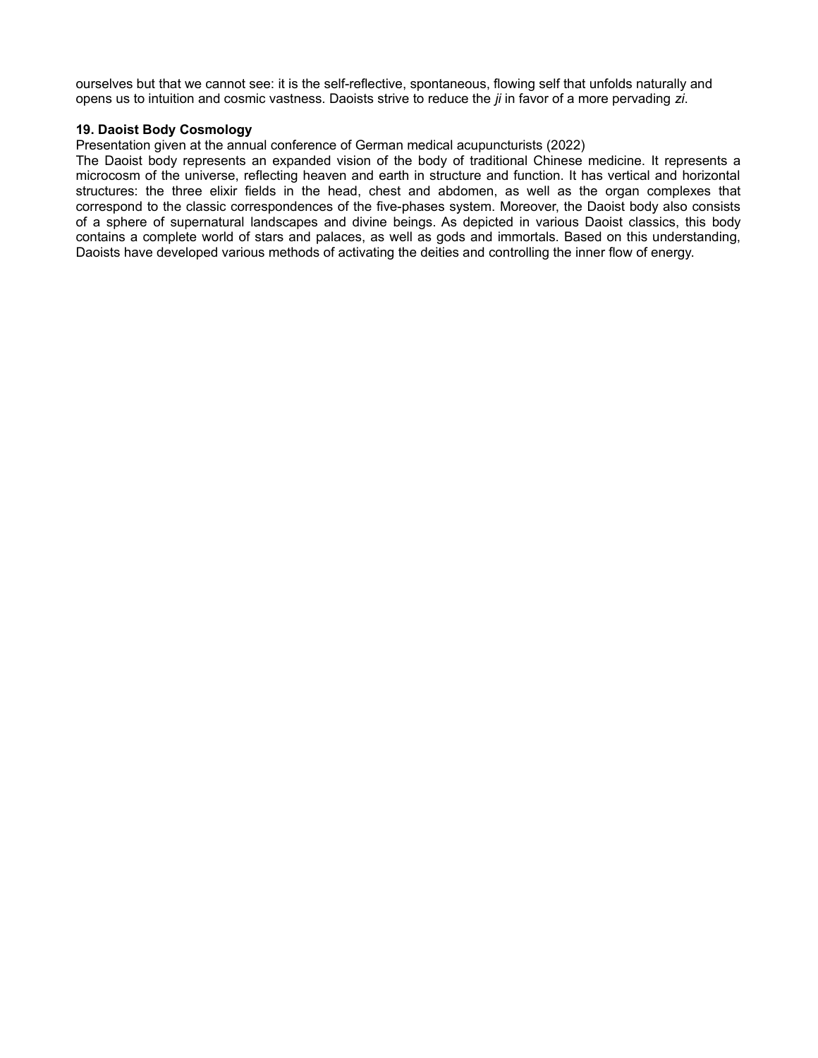ourselves but that we cannot see: it is the self-reflective, spontaneous, flowing self that unfolds naturally and opens us to intuition and cosmic vastness. Daoists strive to reduce the *ji* in favor of a more pervading *zi*.

**19. Daoist Body Cosmology**

Presentation given at the annual conference of German medical acupuncturists (2022)

The Daoist body represents an expanded vision of the body of traditional Chinese medicine. It represents a microcosm of the universe, reflecting heaven and earth in structure and function. It has vertical and horizontal structures: the three elixir fields in the head, chest and abdomen, as well as the organ complexes that correspond to the classic correspondences of the five-phases system. Moreover, the Daoist body also consists of a sphere of supernatural landscapes and divine beings. As depicted in various Daoist classics, this body contains a complete world of stars and palaces, as well as gods and immortals. Based on this understanding, Daoists have developed various methods of activating the deities and controlling the inner flow of energy.